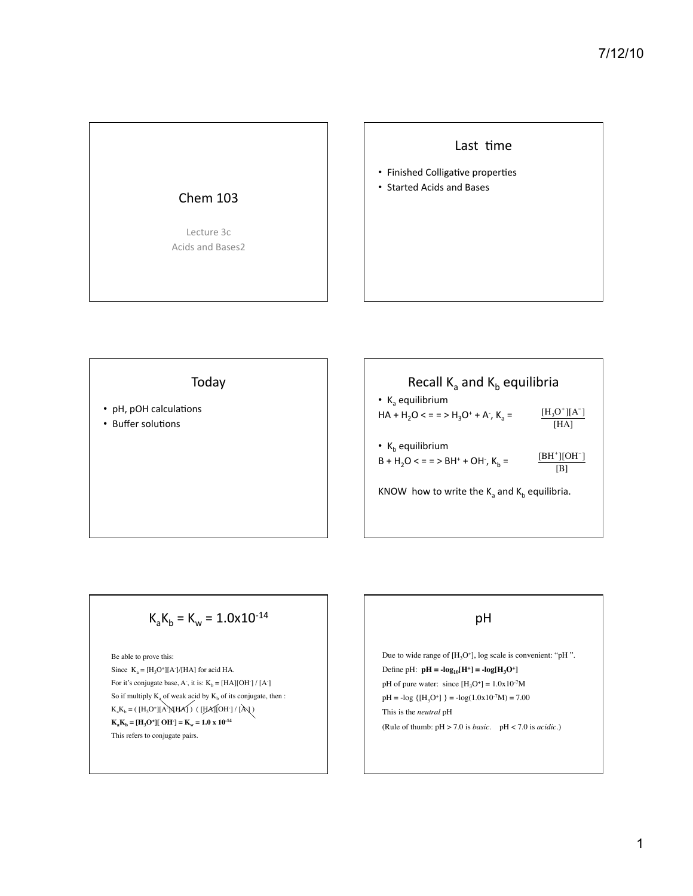# Chem 103

Lecture 3c
Acids and Bases2

## Last time

- Finished Colligative properties
- Started Acids and Bases

## Today

- pH, pOH calculations
- Buffer solutions

## Recall $K_a$ and $K_b$ equilibria

- $K_a$ equilibrium

HA + $H_2O$ < = = > $H_3O^+$ + $A^-$, $K_a$ = $\frac{[H_3O^+][A^-]}{[HA]}$

- $K_b$ equilibrium

B + $H_2O$ < = = > $BH^+$ + $OH^-$, $K_b$ = $\frac{[BH^+][OH^-]}{[B]}$

KNOW how to write the $K_a$ and $K_b$ equilibria.

## $K_aK_b = K_w = 1.0x10^{-14}$

Be able to prove this:

Since $K_a = [H_3O^+][A^-]/[HA]$ for acid HA.

For it's conjugate base, $A^-$, it is: $K_b = [HA][OH^-] / [A^-]$

So if multiply $K_a$ of weak acid by $K_b$ of its conjugate, then :

$K_aK_b = ( [H_3O^+][A^-]/[HA] ) \ ( [HA][OH^-] / [A^-] )$

$\mathbf{K_aK_b = [H_3O^+][OH^-] = K_w = 1.0 \times 10^{-14}}$

This refers to conjugate pairs.

## pH

Due to wide range of $[H_3O^+]$, log scale is convenient: "pH ".

Define pH: $\mathbf{pH = -log_{10}[H^+] = -log[H_3O^+]}$

pH of pure water: since $[H_3O^+] = 1.0x10^{-7}M$

pH = -log $\{[H_3O^+]\}$ = -log($1.0x10^{-7}$M) = 7.00

This is the *neutral* pH

(Rule of thumb: pH > 7.0 is *basic*. pH < 7.0 is *acidic*.)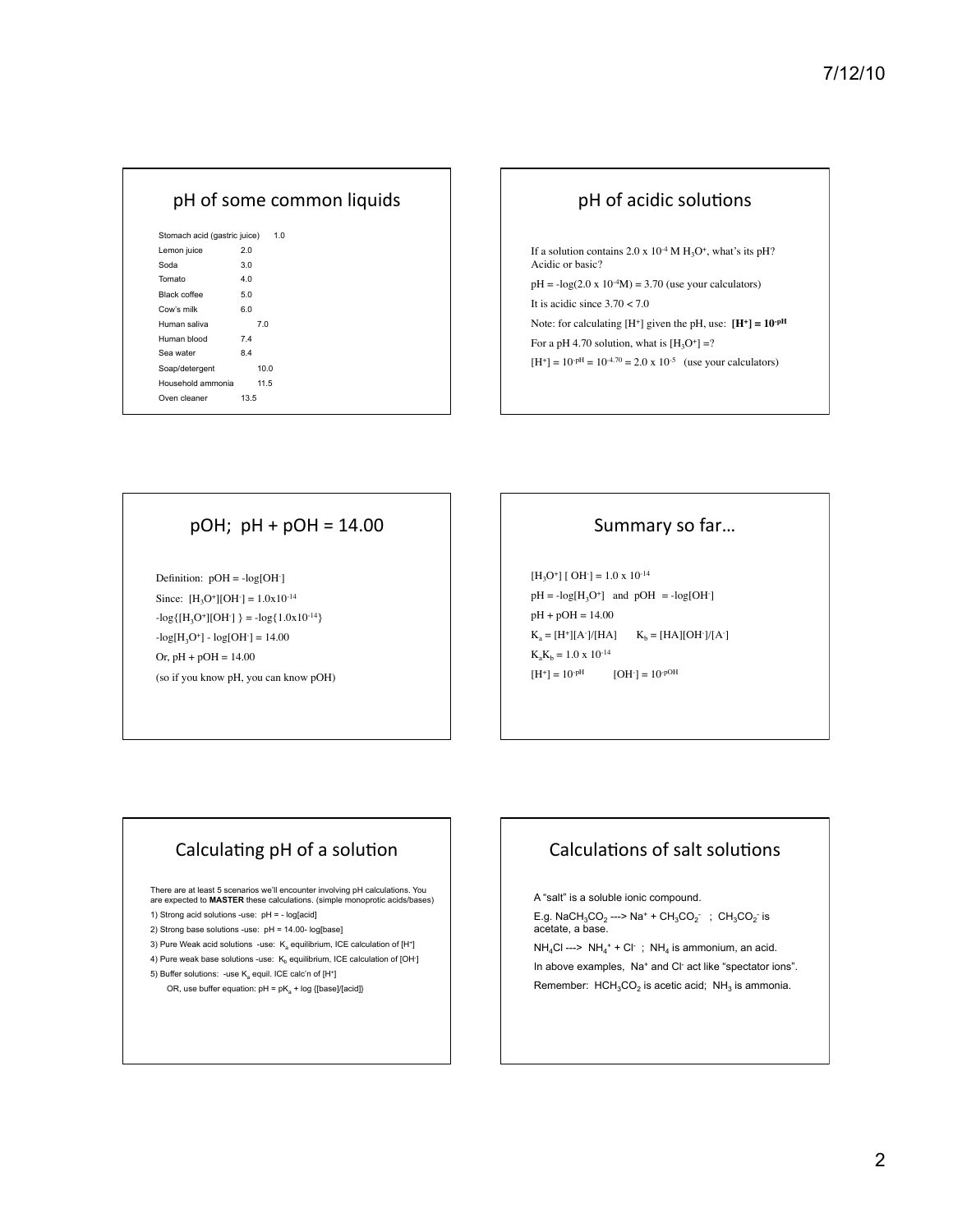## pH of some common liquids

| | |
|---|---|
| Stomach acid (gastric juice) | 1.0 |
| Lemon juice | 2.0 |
| Soda | 3.0 |
| Tomato | 4.0 |
| Black coffee | 5.0 |
| Cow's milk | 6.0 |
| Human saliva | 7.0 |
| Human blood | 7.4 |
| Sea water | 8.4 |
| Soap/detergent | 10.0 |
| Household ammonia | 11.5 |
| Oven cleaner | 13.5 |

## pH of acidic solutions

If a solution contains $2.0 \times 10^{-4}$ M $H_3O^+$, what's its pH? Acidic or basic?

$pH = -\log(2.0 \times 10^{-4} M) = 3.70$ (use your calculators)

It is acidic since $3.70 < 7.0$

Note: for calculating $[H^+]$ given the pH, use: $\mathbf{[H^+] = 10^{-pH}}$

For a pH 4.70 solution, what is $[H_3O^+]$ =?

$[H^+] = 10^{-pH} = 10^{-4.70} = 2.0 \times 10^{-5}$ (use your calculators)

## pOH; pH + pOH = 14.00

Definition: $pOH = -\log[OH^-]$

Since: $[H_3O^+][OH^-] = 1.0 \times 10^{-14}$

$-\log\{[H_3O^+][OH^-]\} = -\log\{1.0 \times 10^{-14}\}$

$-\log[H_3O^+] - \log[OH^-] = 14.00$

Or, $pH + pOH = 14.00$

(so if you know pH, you can know pOH)

## Summary so far…

$[H_3O^+][OH^-] = 1.0 \times 10^{-14}$

$pH = -\log[H_3O^+]$ and $pOH = -\log[OH^-]$

$pH + pOH = 14.00$

$K_a = [H^+][A^-]/[HA]$ $\quad K_b = [HA][OH^-]/[A^-]$

$K_a K_b = 1.0 \times 10^{-14}$

$[H^+] = 10^{-pH}$ $\quad [OH^-] = 10^{-pOH}$

## Calculating pH of a solution

There are at least 5 scenarios we'll encounter involving pH calculations. You are expected to **MASTER** these calculations. (simple monoprotic acids/bases)

1) Strong acid solutions -use: pH = - log[acid]
2) Strong base solutions -use: pH = 14.00- log[base]
3) Pure Weak acid solutions -use: $K_a$ equilibrium, ICE calculation of $[H^+]$
4) Pure weak base solutions -use: $K_b$ equilibrium, ICE calculation of $[OH^-]$
5) Buffer solutions: -use $K_a$ equil. ICE calc'n of $[H^+]$

   OR, use buffer equation: $pH = pK_a + \log\{[base]/[acid]\}$

## Calculations of salt solutions

A "salt" is a soluble ionic compound.

E.g. $NaCH_3CO_2 \longrightarrow Na^+ + CH_3CO_2^-$ ; $CH_3CO_2^-$ is acetate, a base.

$NH_4Cl \longrightarrow NH_4^+ + Cl^-$ ; $NH_4$ is ammonium, an acid.

In above examples, $Na^+$ and $Cl^-$ act like "spectator ions".

Remember: $HCH_3CO_2$ is acetic acid; $NH_3$ is ammonia.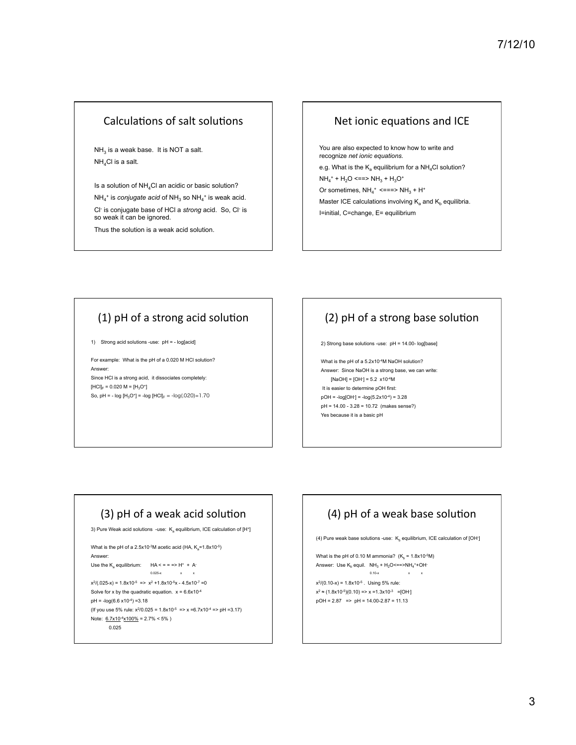## Calculations of salt solutions

$NH_3$ is a weak base. It is NOT a salt.

$NH_4Cl$ is a salt.

Is a solution of $NH_4Cl$ an acidic or basic solution?

$NH_4^+$ is *conjugate acid* of $NH_3$ so $NH_4^+$ is weak acid.

$Cl^-$ is conjugate base of HCl a *strong* acid. So, $Cl^-$ is so weak it can be ignored.

Thus the solution is a weak acid solution.

## Net ionic equations and ICE

You are also expected to know how to write and recognize *net ionic equations.*

e.g. What is the $K_a$ equilibrium for a $NH_4Cl$ solution?

$NH_4^+ + H_2O \Longleftrightarrow NH_3 + H_3O^+$

Or sometimes, $NH_4^+ \Longleftrightarrow NH_3 + H^+$

Master ICE calculations involving $K_a$ and $K_b$ equilibria.

I=initial, C=change, E= equilibrium

## (1) pH of a strong acid solution

1) Strong acid solutions -use: pH = - log[acid]

For example: What is the pH of a 0.020 M HCl solution?

Answer:

Since HCl is a strong acid, it dissociates completely:

$[HCl]_F = 0.020\ M = [H_3O^+]$

So, pH = $-\log [H_3O^+] = -\log [HCl]_F = -\log(.020) = 1.70$

## (2) pH of a strong base solution

2) Strong base solutions -use: pH = 14.00- log[base]

What is the pH of a $5.2\times10^{-4}$M NaOH solution?

Answer: Since NaOH is a strong base, we can write:

$[NaOH] = [OH^-] = 5.2 \times10^{-4}M$

It is easier to determine pOH first:

pOH = $-\log[OH^-] = -\log(5.2\times10^{-4}) = 3.28$

pH = 14.00 - 3.28 = 10.72 (makes sense?)

Yes because it is a basic pH

## (3) pH of a weak acid solution

3) Pure Weak acid solutions -use: $K_a$ equilibrium, ICE calculation of $[H^+]$

What is the pH of a $2.5\times10^{-3}$M acetic acid (HA, $K_a$=$1.8\times10^{-5}$)

Answer:

Use the $K_a$ equilibrium: $HA \Longleftrightarrow H^+ + A^-$

$0.025\text{-}x \quad x \quad x$

$x^2/(.025\text{-}x) = 1.8\times10^{-5} \Rightarrow x^2 + 1.8\times10^{-5}x - 4.5\times10^{-7} = 0$

Solve for x by the quadratic equation. $x = 6.6\times10^{-4}$

pH = $-\log(6.6 \times10^{-4}) = 3.18$

(If you use 5% rule: $x^2/0.025 = 1.8\times10^{-5} \Rightarrow x = 6.7\times10^{-4} \Rightarrow$ pH =3.17)

Note: $\dfrac{6.7\times10^{-4}\times100\%}{0.025} = 2.7\% < 5\%$ )

## (4) pH of a weak base solution

(4) Pure weak base solutions -use: $K_b$ equilibrium, ICE calculation of $[OH^-]$

What is the pH of 0.10 M ammonia? ($K_b$ = $1.8\times10^{-5}$M)

Answer: Use $K_b$ equil. $NH_3 + H_2O \Longleftrightarrow NH_4^+ + OH^-$

$0.10\text{-}x \quad x \quad x$

$x^2/(0.10\text{-}x) = 1.8\times10^{-5}$ . Using 5% rule:

$x^2 \approx (1.8\times10^{-5})(0.10) \Rightarrow x = 1.3\times10^{-3} = [OH^-]$

pOH = 2.87 $\Rightarrow$ pH = 14.00-2.87 = 11.13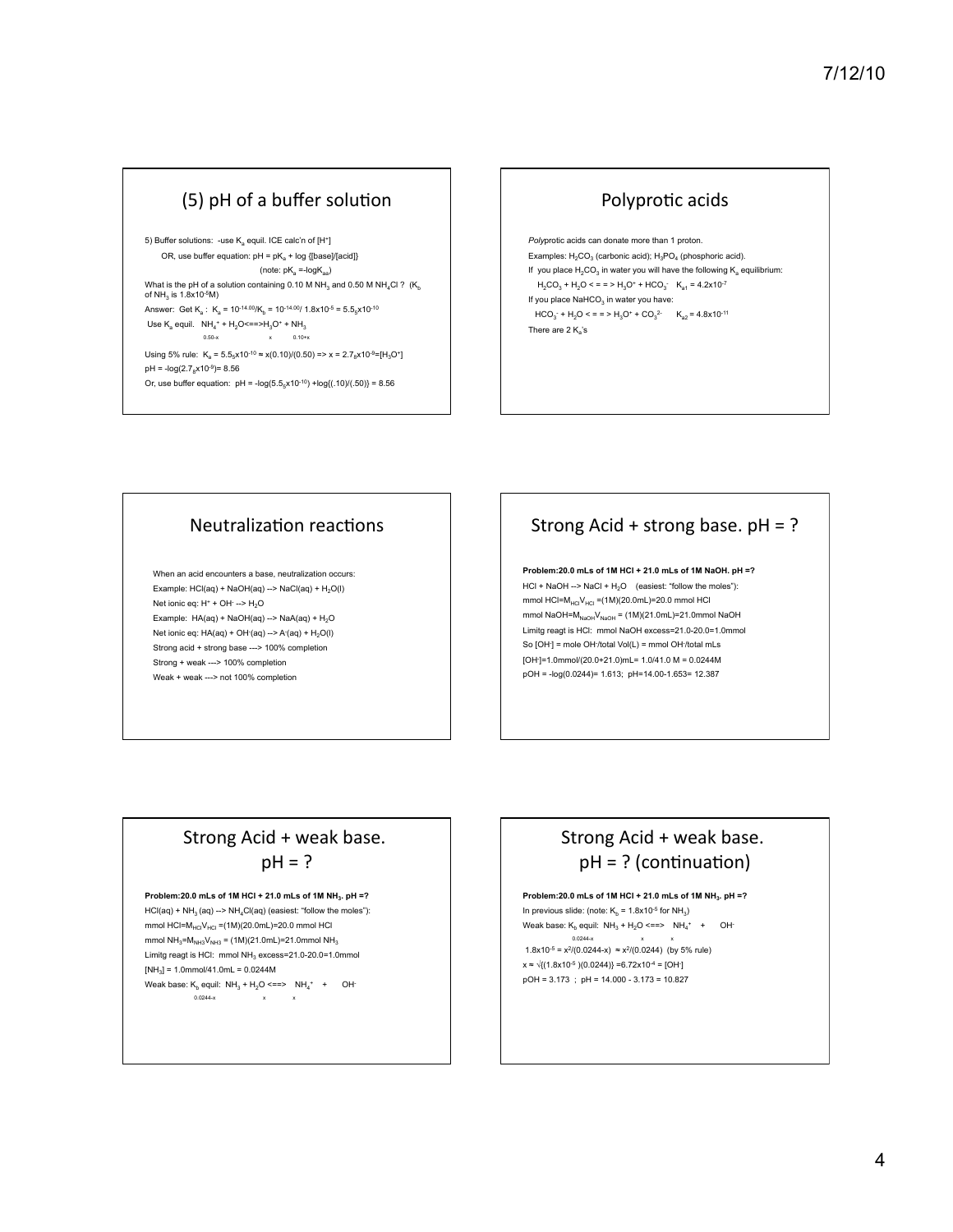## (5) pH of a buffer solution

5) Buffer solutions: -use $K_a$ equil. ICE calc'n of $[H^+]$

OR, use buffer equation: pH = $pK_a$ + log {[base]/[acid]}

(note: $pK_a = -\log K_{aa}$)

What is the pH of a solution containing 0.10 M $NH_3$ and 0.50 M $NH_4Cl$ ? ($K_b$ of $NH_3$ is $1.8 \times 10^{-5}$M)

Answer: Get $K_a$ : $K_a = 10^{-14.00}/K_b = 10^{-14.00}/\ 1.8 \times 10^{-5} = 5.5_5 \times 10^{-10}$

Use $K_a$ equil. $NH_4^+ + H_2O \Longleftrightarrow H_3O^+ + NH_3$

$$\underset{0.50-x}{NH_4^+} + H_2O \Longleftrightarrow \underset{x}{H_3O^+} + \underset{0.10+x}{NH_3}$$

Using 5% rule: $K_a = 5.5_5 \times 10^{-10} \approx x(0.10)/(0.50) \Rightarrow x = 2.7_8 \times 10^{-9} = [H_3O^+]$

pH = $-\log(2.7_8 \times 10^{-9})$= 8.56

Or, use buffer equation: pH = $-\log(5.5_5 \times 10^{-10})$ +log{(.10)/(.50)} = 8.56

## Polyprotic acids

*Poly*protic acids can donate more than 1 proton.

Examples: $H_2CO_3$ (carbonic acid); $H_3PO_4$ (phosphoric acid).

If you place $H_2CO_3$ in water you will have the following $K_a$ equilibrium:

$H_2CO_3 + H_2O \Longleftrightarrow H_3O^+ + HCO_3^-$ $\quad K_{a1} = 4.2 \times 10^{-7}$

If you place $NaHCO_3$ in water you have:

$HCO_3^- + H_2O \Longleftrightarrow H_3O^+ + CO_3^{2-}$ $\quad K_{a2} = 4.8 \times 10^{-11}$

There are 2 $K_a$'s

## Neutralization reactions

When an acid encounters a base, neutralization occurs:

Example: $HCl(aq) + NaOH(aq) \rightarrow NaCl(aq) + H_2O(l)$

Net ionic eq: $H^+ + OH^- \rightarrow H_2O$

Example: $HA(aq) + NaOH(aq) \rightarrow NaA(aq) + H_2O$

Net ionic eq: $HA(aq) + OH^-(aq) \rightarrow A^-(aq) + H_2O(l)$

Strong acid + strong base ---> 100% completion

Strong + weak ---> 100% completion

Weak + weak ---> not 100% completion

## Strong Acid + strong base. pH = ?

**Problem:20.0 mLs of 1M HCl + 21.0 mLs of 1M NaOH. pH =?**

$HCl + NaOH \rightarrow NaCl + H_2O$ (easiest: "follow the moles"):

mmol HCl=$M_{HCl}V_{HCl}$ =(1M)(20.0mL)=20.0 mmol HCl

mmol NaOH=$M_{NaOH}V_{NaOH}$ = (1M)(21.0mL)=21.0mmol NaOH

Limitg reagt is HCl: mmol NaOH excess=21.0-20.0=1.0mmol

So $[OH^-]$ = mole $OH^-$/total Vol(L) = mmol $OH^-$/total mLs

$[OH^-]$=1.0mmol/(20.0+21.0)mL= 1.0/41.0 M = 0.0244M

pOH = -log(0.0244)= 1.613; pH=14.00-1.653= 12.387

## Strong Acid + weak base. pH = ?

**Problem:20.0 mLs of 1M HCl + 21.0 mLs of 1M $NH_3$. pH =?**

$HCl(aq) + NH_3(aq) \rightarrow NH_4Cl(aq)$ (easiest: "follow the moles"):

mmol HCl=$M_{HCl}V_{HCl}$ =(1M)(20.0mL)=20.0 mmol HCl

mmol $NH_3$=$M_{NH3}V_{NH3}$ = (1M)(21.0mL)=21.0mmol $NH_3$

Limitg reagt is HCl: mmol $NH_3$ excess=21.0-20.0=1.0mmol

$[NH_3]$ = 1.0mmol/41.0mL = 0.0244M

Weak base: $K_b$ equil: 

$$\underset{0.0244-x}{NH_3} + H_2O \Longleftrightarrow \underset{x}{NH_4^+} + \underset{x}{OH^-}$$

## Strong Acid + weak base. pH = ? (continuation)

**Problem:20.0 mLs of 1M HCl + 21.0 mLs of 1M $NH_3$. pH =?**

In previous slide: (note: $K_b = 1.8 \times 10^{-5}$ for $NH_3$)

Weak base: $K_b$ equil: 

$$\underset{0.0244-x}{NH_3} + H_2O \Longleftrightarrow \underset{x}{NH_4^+} + \underset{x}{OH^-}$$

$1.8 \times 10^{-5} = x^2/(0.0244-x) \approx x^2/(0.0244)$ (by 5% rule)

$x \approx \sqrt{(1.8 \times 10^{-5})(0.0244)} = 6.72 \times 10^{-4} = [OH^-]$

pOH = 3.173 ; pH = 14.000 - 3.173 = 10.827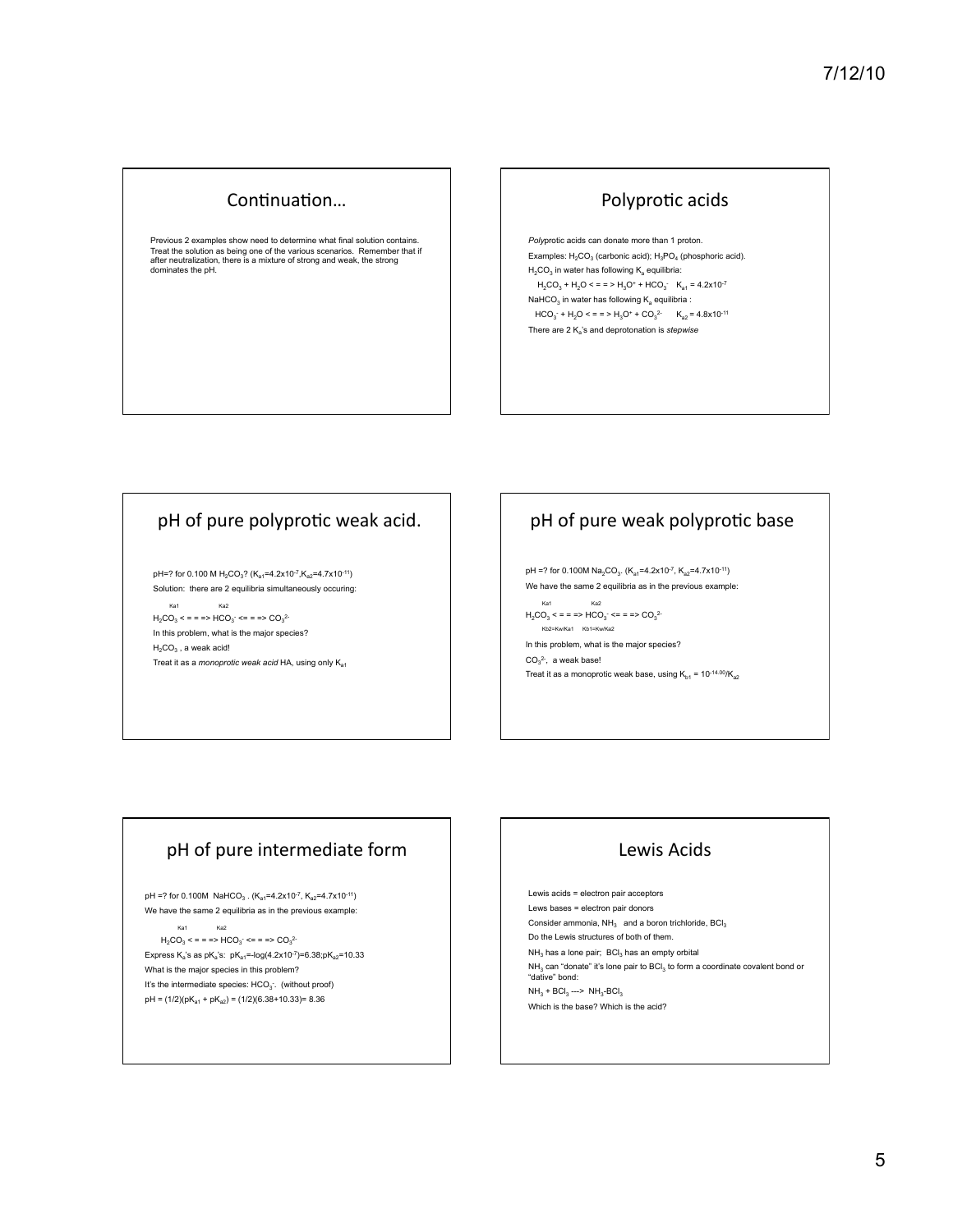## Continuation…

Previous 2 examples show need to determine what final solution contains. Treat the solution as being one of the various scenarios. Remember that if after neutralization, there is a mixture of strong and weak, the strong dominates the pH.

## Polyprotic acids

*Poly*protic acids can donate more than 1 proton.

Examples: $H_2CO_3$ (carbonic acid); $H_3PO_4$ (phosphoric acid).

$H_2CO_3$ in water has following $K_a$ equilibria:

$H_2CO_3 + H_2O <==> H_3O^+ + HCO_3^-$ $K_{a1} = 4.2\text{x}10^{-7}$

$NaHCO_3$ in water has following $K_a$ equilibria :

$HCO_3^- + H_2O <==> H_3O^+ + CO_3^{2-}$ $K_{a2} = 4.8\text{x}10^{-11}$

There are 2 $K_a$'s and deprotonation is *stepwise*

## pH of pure polyprotic weak acid.

pH=? for 0.100 M $H_2CO_3$? ($K_{a1}$=4.2x10$^{-7}$,$K_{a2}$=4.7x10$^{-11}$)

Solution: there are 2 equilibria simultaneously occuring:

$H_2CO_3 \overset{Ka1}{<===>} HCO_3^- \overset{Ka2}{<===>} CO_3^{2-}$

In this problem, what is the major species?

$H_2CO_3$ , a weak acid!

Treat it as a *monoprotic weak acid* HA, using only $K_{a1}$

## pH of pure weak polyprotic base

pH =? for 0.100M $Na_2CO_3$. ($K_{a1}$=4.2x10$^{-7}$, $K_{a2}$=4.7x10$^{-11}$)

We have the same 2 equilibria as in the previous example:

$H_2CO_3 \overset{Ka1}{\underset{Kb2=Kw/Ka1}{<===>}} HCO_3^- \overset{Ka2}{\underset{Kb1=Kw/Ka2}{<===>}} CO_3^{2-}$

In this problem, what is the major species?

$CO_3^{2-}$, a weak base!

Treat it as a monoprotic weak base, using $K_{b1} = 10^{-14.00}/K_{a2}$

## pH of pure intermediate form

pH =? for 0.100M $NaHCO_3$ . ($K_{a1}$=4.2x10$^{-7}$, $K_{a2}$=4.7x10$^{-11}$)

We have the same 2 equilibria as in the previous example:

$H_2CO_3 \overset{Ka1}{<===>} HCO_3^- \overset{Ka2}{<===>} CO_3^{2-}$

Express $K_a$'s as $pK_a$'s: $pK_{a1}$=-log(4.2x10$^{-7}$)=6.38;$pK_{a2}$=10.33

What is the major species in this problem?

It's the intermediate species: $HCO_3^-$. (without proof)

pH = (1/2)($pK_{a1}$ + $pK_{a2}$) = (1/2)(6.38+10.33)= 8.36

## Lewis Acids

Lewis acids = electron pair acceptors

Lews bases = electron pair donors

Consider ammonia, $NH_3$ and a boron trichloride, $BCl_3$

Do the Lewis structures of both of them.

$NH_3$ has a lone pair; $BCl_3$ has an empty orbital

$NH_3$ can "donate" it's lone pair to $BCl_3$ to form a coordinate covalent bond or "dative" bond:

$NH_3 + BCl_3 \text{--->} NH_3\text{-}BCl_3$

Which is the base? Which is the acid?